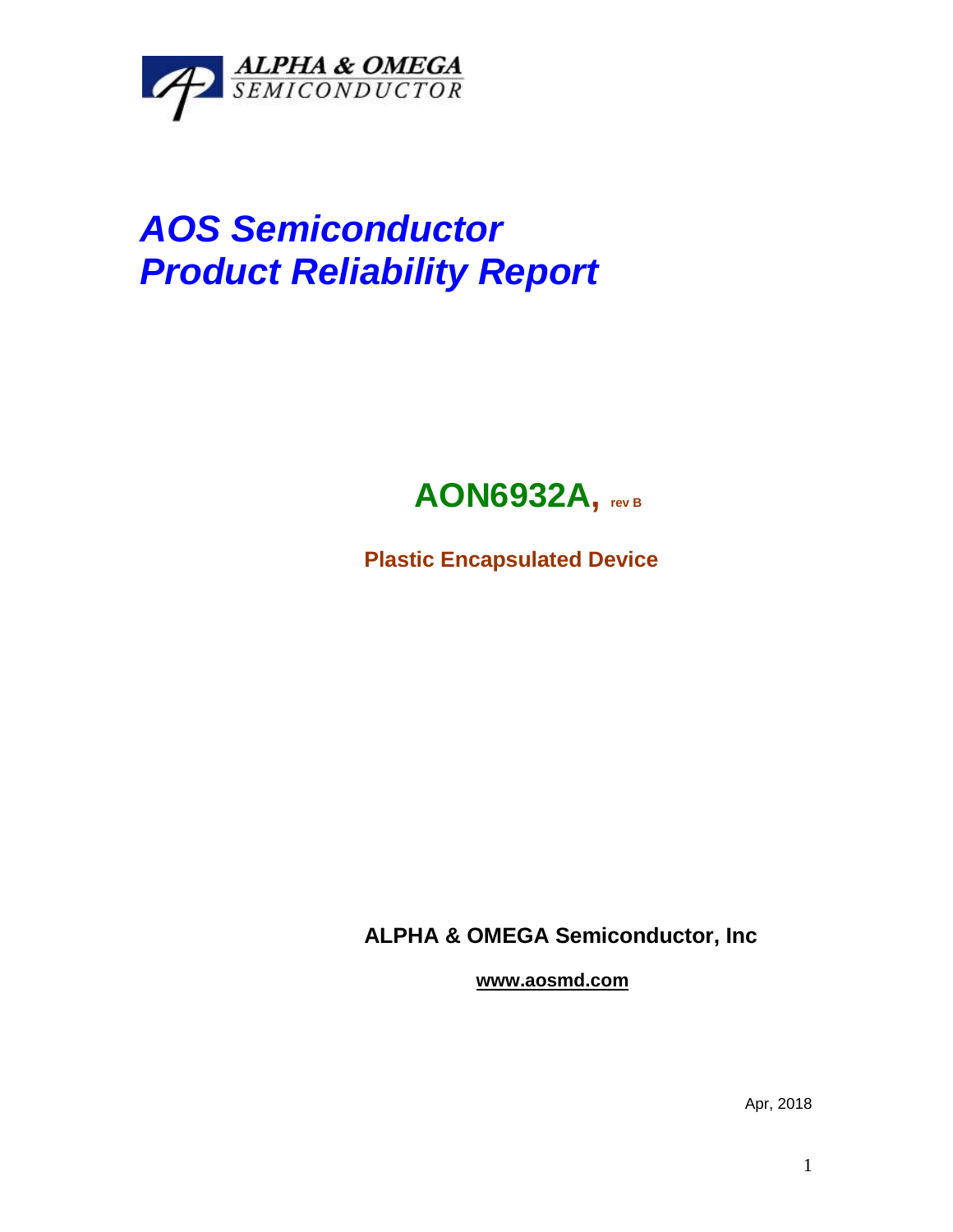ALPHA & OMEGA
SEMICONDUCTOR

# *AOS Semiconductor*
# *Product Reliability Report*

## AON6932A, rev B

**Plastic Encapsulated Device**

**ALPHA & OMEGA Semiconductor, Inc**

**www.aosmd.com**

Apr, 2018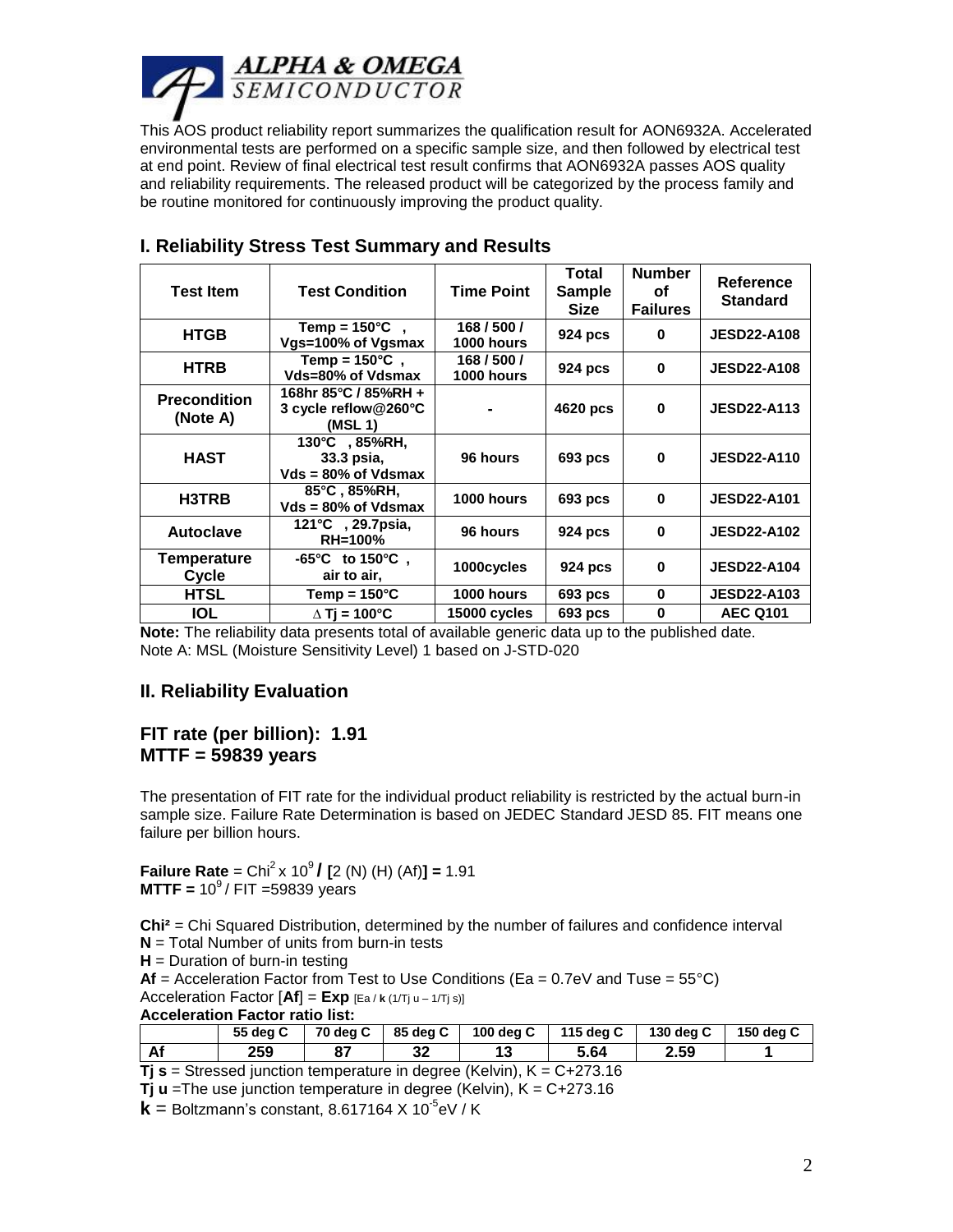This AOS product reliability report summarizes the qualification result for AON6932A. Accelerated environmental tests are performed on a specific sample size, and then followed by electrical test at end point. Review of final electrical test result confirms that AON6932A passes AOS quality and reliability requirements. The released product will be categorized by the process family and be routine monitored for continuously improving the product quality.

## I. Reliability Stress Test Summary and Results

| Test Item | Test Condition | Time Point | Total Sample Size | Number of Failures | Reference Standard |
|---|---|---|---|---|---|
| HTGB | Temp = 150°C , Vgs=100% of Vgsmax | 168 / 500 / 1000 hours | 924 pcs | 0 | JESD22-A108 |
| HTRB | Temp = 150°C , Vds=80% of Vdsmax | 168 / 500 / 1000 hours | 924 pcs | 0 | JESD22-A108 |
| Precondition (Note A) | 168hr 85°C / 85%RH + 3 cycle reflow@260°C (MSL 1) | - | 4620 pcs | 0 | JESD22-A113 |
| HAST | 130°C , 85%RH, 33.3 psia, Vds = 80% of Vdsmax | 96 hours | 693 pcs | 0 | JESD22-A110 |
| H3TRB | 85°C , 85%RH, Vds = 80% of Vdsmax | 1000 hours | 693 pcs | 0 | JESD22-A101 |
| Autoclave | 121°C , 29.7psia, RH=100% | 96 hours | 924 pcs | 0 | JESD22-A102 |
| Temperature Cycle | -65°C to 150°C , air to air, | 1000cycles | 924 pcs | 0 | JESD22-A104 |
| HTSL | Temp = 150°C | 1000 hours | 693 pcs | 0 | JESD22-A103 |
| IOL | $\Delta$ Tj = 100°C | 15000 cycles | 693 pcs | 0 | AEC Q101 |

**Note:** The reliability data presents total of available generic data up to the published date.
Note A: MSL (Moisture Sensitivity Level) 1 based on J-STD-020

## II. Reliability Evaluation

### FIT rate (per billion): 1.91
### MTTF = 59839 years

The presentation of FIT rate for the individual product reliability is restricted by the actual burn-in sample size. Failure Rate Determination is based on JEDEC Standard JESD 85. FIT means one failure per billion hours.

**Failure Rate** = $Chi^2 \times 10^9$ **/ [**2 (N) (H) (Af)**] =** 1.91
**MTTF =** $10^9$ / FIT =59839 years

**Chi²** = Chi Squared Distribution, determined by the number of failures and confidence interval
**N** = Total Number of units from burn-in tests
**H** = Duration of burn-in testing
**Af** = Acceleration Factor from Test to Use Conditions (Ea = 0.7eV and Tuse = 55°C)
Acceleration Factor [**Af**] = **Exp** [Ea / **k** (1/Tj u – 1/Tj s)]

**Acceleration Factor ratio list:**

| | 55 deg C | 70 deg C | 85 deg C | 100 deg C | 115 deg C | 130 deg C | 150 deg C |
|---|---|---|---|---|---|---|---|
| Af | 259 | 87 | 32 | 13 | 5.64 | 2.59 | 1 |

**Tj s** = Stressed junction temperature in degree (Kelvin), K = C+273.16
**Tj u** =The use junction temperature in degree (Kelvin), K = C+273.16
**k** = Boltzmann's constant, 8.617164 X $10^{-5}$eV / K